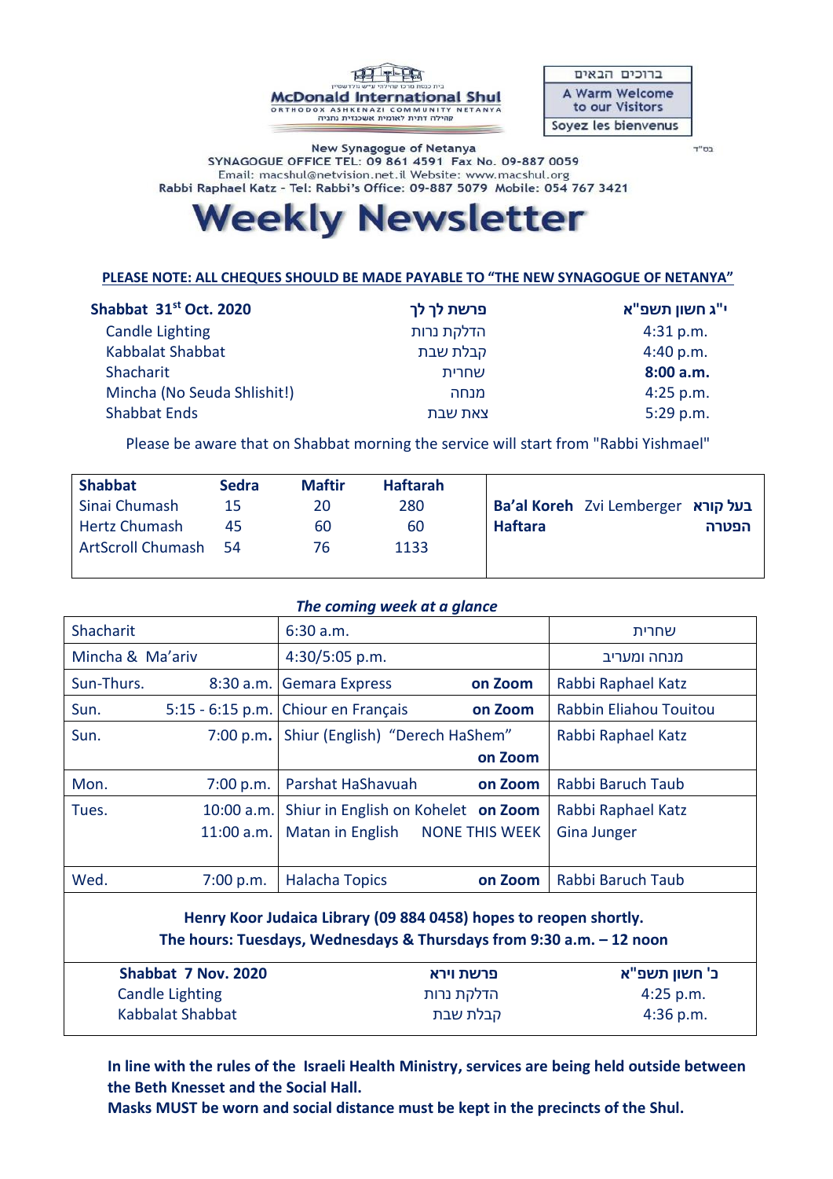McDonald International Shul

ORTHODOX ASHKENAZI COMMUNITY NETANYA

קהילה דתית לאומית אשכנזית נתניה

| ברוכים הבאים |
|---|
| A Warm Welcome to our Visitors |
| Soyez les bienvenus |

בס"ד

New Synagogue of Netanya

SYNAGOGUE OFFICE TEL: 09 861 4591 Fax No. 09-887 0059

Email: macshul@netvision.net.il Website: www.macshul.org

Rabbi Raphael Katz - Tel: Rabbi's Office: 09-887 5079 Mobile: 054 767 3421

# Weekly Newsletter

**PLEASE NOTE: ALL CHEQUES SHOULD BE MADE PAYABLE TO "THE NEW SYNAGOGUE OF NETANYA"**

| **Shabbat 31st Oct. 2020** | **פרשת לך לך** | **י"ג חשון תשפ"א** |
|---|---|---|
| Candle Lighting | הדלקת נרות | 4:31 p.m. |
| Kabbalat Shabbat | קבלת שבת | 4:40 p.m. |
| Shacharit | שחרית | **8:00 a.m.** |
| Mincha (No Seuda Shlishit!) | מנחה | 4:25 p.m. |
| Shabbat Ends | צאת שבת | 5:29 p.m. |

Please be aware that on Shabbat morning the service will start from "Rabbi Yishmael"

| **Shabbat** | **Sedra** | **Maftir** | **Haftarah** |
|---|---|---|---|
| Sinai Chumash | 15 | 20 | 280 |
| Hertz Chumash | 45 | 60 | 60 |
| ArtScroll Chumash | 54 | 76 | 1133 |

**Ba'al Koreh** Zvi Lemberger **בעל קורא**

**Haftara** **הפטרה**

***The coming week at a glance***

| | | | |
|---|---|---|---|
| Shacharit | | 6:30 a.m. | שחרית |
| Mincha & Ma'ariv | | 4:30/5:05 p.m. | מנחה ומעריב |
| Sun-Thurs. | 8:30 a.m. | Gemara Express **on Zoom** | Rabbi Raphael Katz |
| Sun. | 5:15 - 6:15 p.m. | Chiour en Français **on Zoom** | Rabbin Eliahou Touitou |
| Sun. | 7:00 p.m. | Shiur (English) "Derech HaShem" **on Zoom** | Rabbi Raphael Katz |
| Mon. | 7:00 p.m. | Parshat HaShavuah **on Zoom** | Rabbi Baruch Taub |
| Tues. | 10:00 a.m. | Shiur in English on Kohelet **on Zoom** | Rabbi Raphael Katz |
| | 11:00 a.m. | Matan in English NONE THIS WEEK | Gina Junger |
| Wed. | 7:00 p.m. | Halacha Topics **on Zoom** | Rabbi Baruch Taub |

**Henry Koor Judaica Library (09 884 0458) hopes to reopen shortly.**
**The hours: Tuesdays, Wednesdays & Thursdays from 9:30 a.m. – 12 noon**

| **Shabbat 7 Nov. 2020** | **פרשת וירא** | **כ' חשון תשפ"א** |
|---|---|---|
| Candle Lighting | הדלקת נרות | 4:25 p.m. |
| Kabbalat Shabbat | קבלת שבת | 4:36 p.m. |

**In line with the rules of the Israeli Health Ministry, services are being held outside between the Beth Knesset and the Social Hall.**
**Masks MUST be worn and social distance must be kept in the precincts of the Shul.**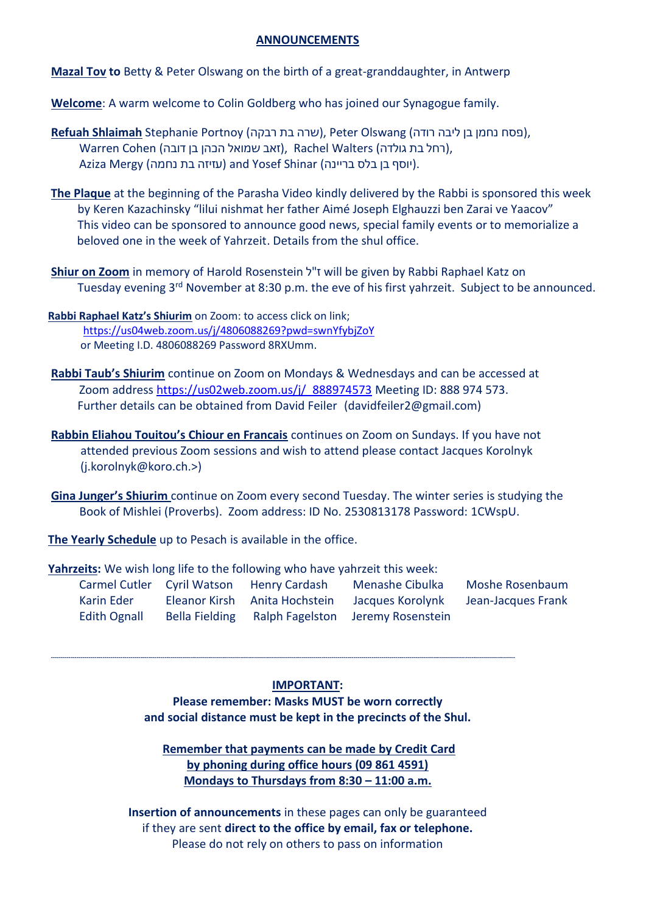## ANNOUNCEMENTS

**Mazal Tov to** Betty & Peter Olswang on the birth of a great-granddaughter, in Antwerp

**Welcome**: A warm welcome to Colin Goldberg who has joined our Synagogue family.

**Refuah Shlaimah** Stephanie Portnoy (שרה בת רבקה), Peter Olswang (פסח נחמן בן ליבה רודה), Warren Cohen (זאב שמואל הכהן בן דובה), Rachel Walters (רחל בת גולדה), Aziza Mergy (עזיזה בת נחמה) and Yosef Shinar (יוסף בן בלס בריינה).

**The Plaque** at the beginning of the Parasha Video kindly delivered by the Rabbi is sponsored this week by Keren Kazachinsky "lilui nishmat her father Aimé Joseph Elghauzzi ben Zarai ve Yaacov" This video can be sponsored to announce good news, special family events or to memorialize a beloved one in the week of Yahrzeit. Details from the shul office.

**Shiur on Zoom** in memory of Harold Rosenstein ז"ל will be given by Rabbi Raphael Katz on Tuesday evening 3rd November at 8:30 p.m. the eve of his first yahrzeit. Subject to be announced.

**Rabbi Raphael Katz's Shiurim** on Zoom: to access click on link; https://us04web.zoom.us/j/4806088269?pwd=swnYfybjZoY or Meeting I.D. 4806088269 Password 8RXUmm.

**Rabbi Taub's Shiurim** continue on Zoom on Mondays & Wednesdays and can be accessed at Zoom address https://us02web.zoom.us/j/ 888974573 Meeting ID: 888 974 573. Further details can be obtained from David Feiler (davidfeiler2@gmail.com)

**Rabbin Eliahou Touitou's Chiour en Francais** continues on Zoom on Sundays. If you have not attended previous Zoom sessions and wish to attend please contact Jacques Korolnyk (j.korolnyk@koro.ch.>)

**Gina Junger's Shiurim** continue on Zoom every second Tuesday. The winter series is studying the Book of Mishlei (Proverbs). Zoom address: ID No. 2530813178 Password: 1CWspU.

**The Yearly Schedule** up to Pesach is available in the office.

**Yahrzeits:** We wish long life to the following who have yahrzeit this week:

| | | | | |
|---|---|---|---|---|
| Carmel Cutler | Cyril Watson | Henry Cardash | Menashe Cibulka | Moshe Rosenbaum |
| Karin Eder | Eleanor Kirsh | Anita Hochstein | Jacques Korolynk | Jean-Jacques Frank |
| Edith Ognall | Bella Fielding | Ralph Fagelston | Jeremy Rosenstein | |

---

**IMPORTANT:**

**Please remember: Masks MUST be worn correctly and social distance must be kept in the precincts of the Shul.**

**Remember that payments can be made by Credit Card by phoning during office hours (09 861 4591) Mondays to Thursdays from 8:30 – 11:00 a.m.**

**Insertion of announcements** in these pages can only be guaranteed if they are sent **direct to the office by email, fax or telephone.** Please do not rely on others to pass on information